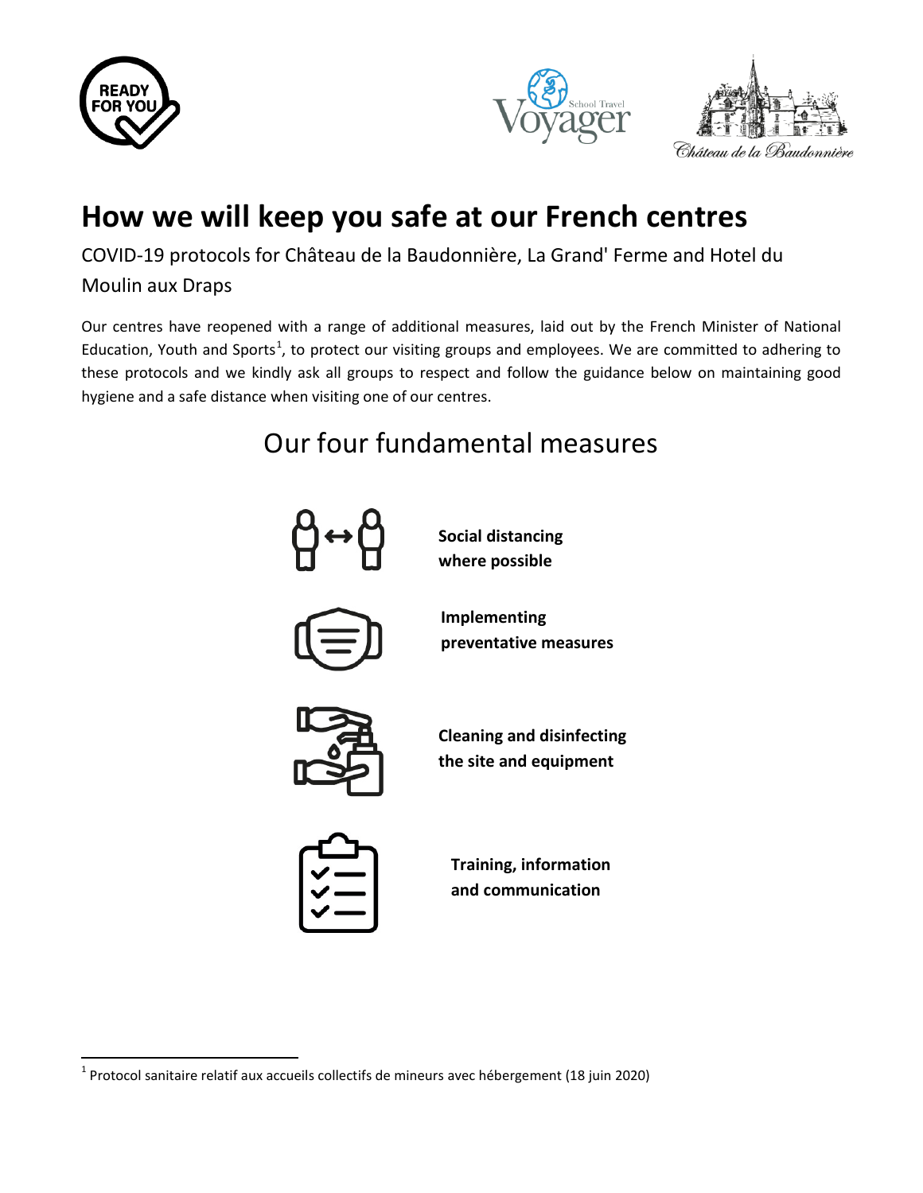# How we will keep you safe at our French centres

COVID-19 protocols for Château de la Baudonnière, La Grand' Ferme and Hotel du Moulin aux Draps

Our centres have reopened with a range of additional measures, laid out by the French Minister of National Education, Youth and Sports[1], to protect our visiting groups and employees. We are committed to adhering to these protocols and we kindly ask all groups to respect and follow the guidance below on maintaining good hygiene and a safe distance when visiting one of our centres.

## Our four fundamental measures

**Social distancing where possible**

**Implementing preventative measures**

**Cleaning and disinfecting the site and equipment**

**Training, information and communication**

[1] Protocol sanitaire relatif aux accueils collectifs de mineurs avec hébergement (18 juin 2020)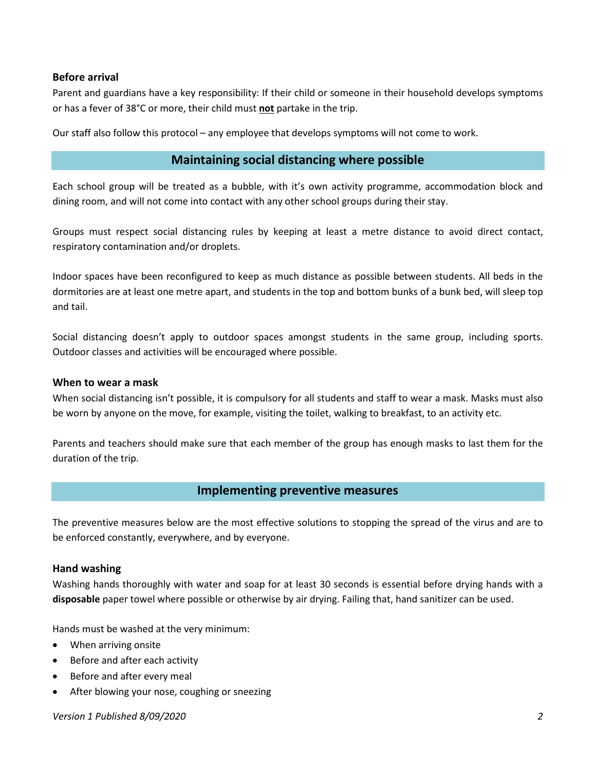### Before arrival

Parent and guardians have a key responsibility: If their child or someone in their household develops symptoms or has a fever of 38°C or more, their child must **not** partake in the trip.

Our staff also follow this protocol – any employee that develops symptoms will not come to work.

## Maintaining social distancing where possible

Each school group will be treated as a bubble, with it's own activity programme, accommodation block and dining room, and will not come into contact with any other school groups during their stay.

Groups must respect social distancing rules by keeping at least a metre distance to avoid direct contact, respiratory contamination and/or droplets.

Indoor spaces have been reconfigured to keep as much distance as possible between students. All beds in the dormitories are at least one metre apart, and students in the top and bottom bunks of a bunk bed, will sleep top and tail.

Social distancing doesn't apply to outdoor spaces amongst students in the same group, including sports. Outdoor classes and activities will be encouraged where possible.

### When to wear a mask

When social distancing isn't possible, it is compulsory for all students and staff to wear a mask. Masks must also be worn by anyone on the move, for example, visiting the toilet, walking to breakfast, to an activity etc.

Parents and teachers should make sure that each member of the group has enough masks to last them for the duration of the trip.

## Implementing preventive measures

The preventive measures below are the most effective solutions to stopping the spread of the virus and are to be enforced constantly, everywhere, and by everyone.

### Hand washing

Washing hands thoroughly with water and soap for at least 30 seconds is essential before drying hands with a **disposable** paper towel where possible or otherwise by air drying. Failing that, hand sanitizer can be used.

Hands must be washed at the very minimum:

- When arriving onsite
- Before and after each activity
- Before and after every meal
- After blowing your nose, coughing or sneezing

*Version 1 Published 8/09/2020*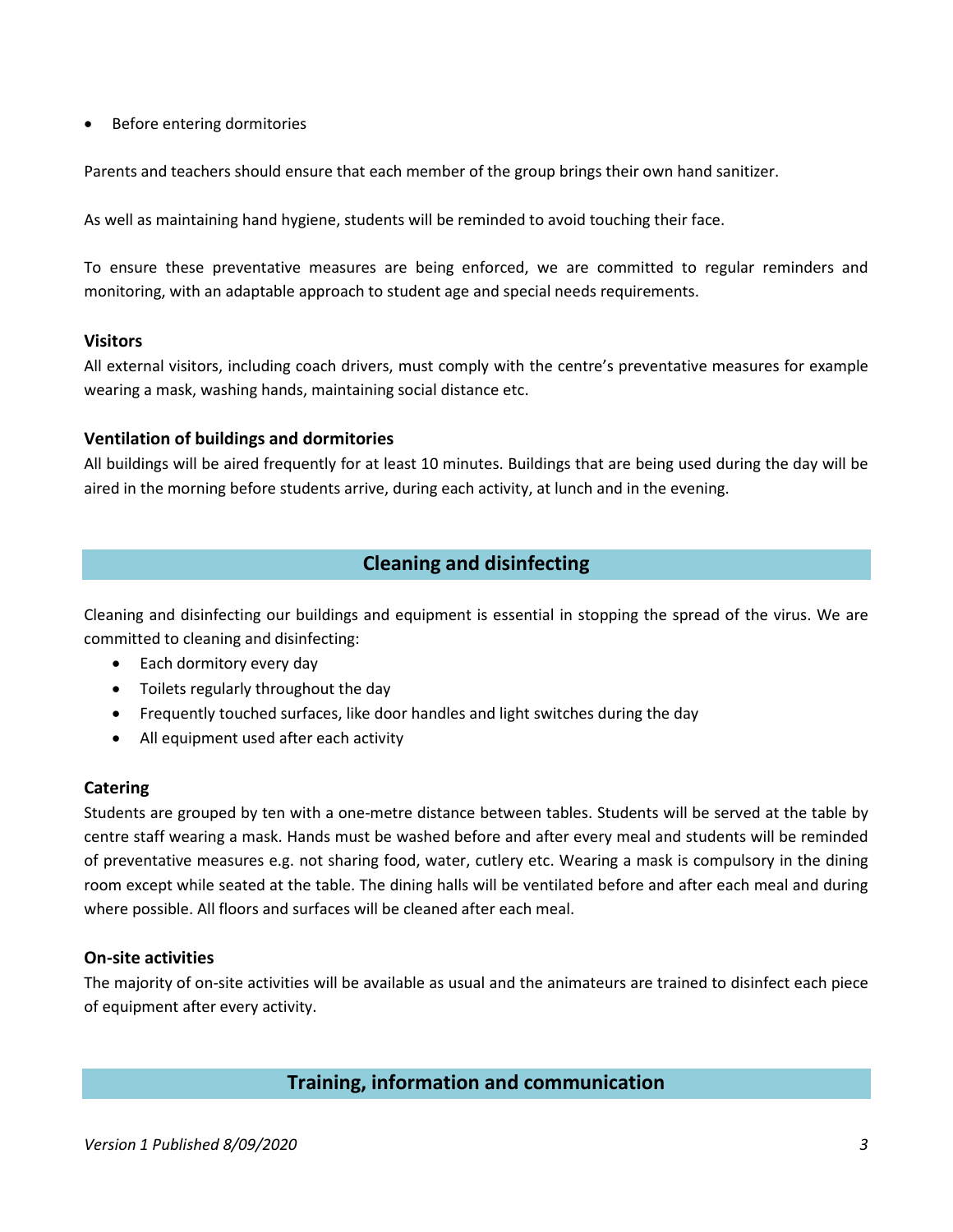- Before entering dormitories

Parents and teachers should ensure that each member of the group brings their own hand sanitizer.

As well as maintaining hand hygiene, students will be reminded to avoid touching their face.

To ensure these preventative measures are being enforced, we are committed to regular reminders and monitoring, with an adaptable approach to student age and special needs requirements.

### Visitors

All external visitors, including coach drivers, must comply with the centre's preventative measures for example wearing a mask, washing hands, maintaining social distance etc.

### Ventilation of buildings and dormitories

All buildings will be aired frequently for at least 10 minutes. Buildings that are being used during the day will be aired in the morning before students arrive, during each activity, at lunch and in the evening.

## Cleaning and disinfecting

Cleaning and disinfecting our buildings and equipment is essential in stopping the spread of the virus. We are committed to cleaning and disinfecting:

- Each dormitory every day
- Toilets regularly throughout the day
- Frequently touched surfaces, like door handles and light switches during the day
- All equipment used after each activity

### Catering

Students are grouped by ten with a one-metre distance between tables. Students will be served at the table by centre staff wearing a mask. Hands must be washed before and after every meal and students will be reminded of preventative measures e.g. not sharing food, water, cutlery etc. Wearing a mask is compulsory in the dining room except while seated at the table. The dining halls will be ventilated before and after each meal and during where possible. All floors and surfaces will be cleaned after each meal.

### On-site activities

The majority of on-site activities will be available as usual and the animateurs are trained to disinfect each piece of equipment after every activity.

## Training, information and communication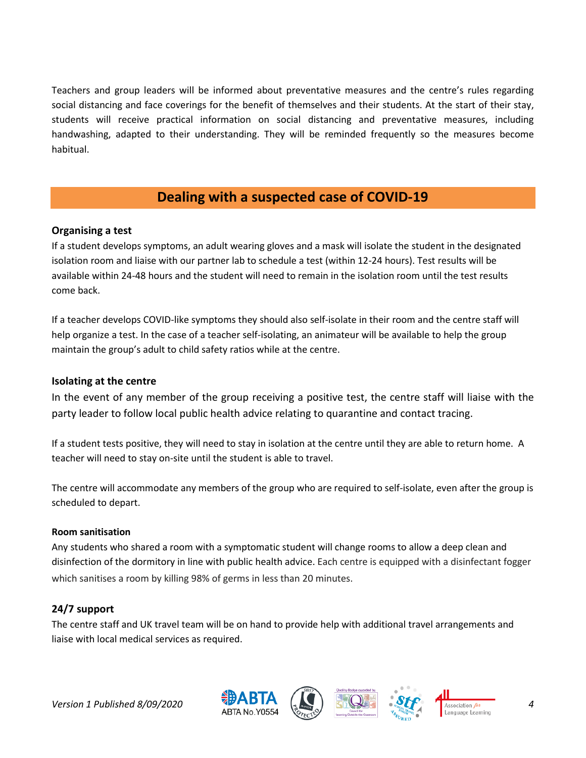Teachers and group leaders will be informed about preventative measures and the centre's rules regarding social distancing and face coverings for the benefit of themselves and their students. At the start of their stay, students will receive practical information on social distancing and preventative measures, including handwashing, adapted to their understanding. They will be reminded frequently so the measures become habitual.

## Dealing with a suspected case of COVID-19

### Organising a test

If a student develops symptoms, an adult wearing gloves and a mask will isolate the student in the designated isolation room and liaise with our partner lab to schedule a test (within 12-24 hours). Test results will be available within 24-48 hours and the student will need to remain in the isolation room until the test results come back.

If a teacher develops COVID-like symptoms they should also self-isolate in their room and the centre staff will help organize a test. In the case of a teacher self-isolating, an animateur will be available to help the group maintain the group's adult to child safety ratios while at the centre.

### Isolating at the centre

In the event of any member of the group receiving a positive test, the centre staff will liaise with the party leader to follow local public health advice relating to quarantine and contact tracing.

If a student tests positive, they will need to stay in isolation at the centre until they are able to return home. A teacher will need to stay on-site until the student is able to travel.

The centre will accommodate any members of the group who are required to self-isolate, even after the group is scheduled to depart.

#### Room sanitisation

Any students who shared a room with a symptomatic student will change rooms to allow a deep clean and disinfection of the dormitory in line with public health advice. Each centre is equipped with a disinfectant fogger which sanitises a room by killing 98% of germs in less than 20 minutes.

### 24/7 support

The centre staff and UK travel team will be on hand to provide help with additional travel arrangements and liaise with local medical services as required.

*Version 1 Published 8/09/2020*